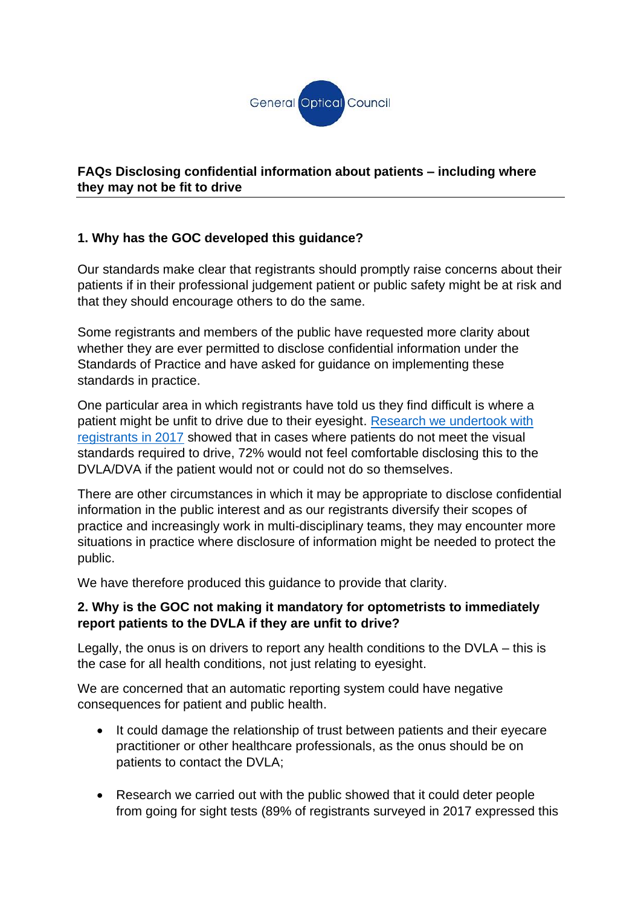General Optical Council

**FAQs Disclosing confidential information about patients – including where they may not be fit to drive**

**1. Why has the GOC developed this guidance?**

Our standards make clear that registrants should promptly raise concerns about their patients if in their professional judgement patient or public safety might be at risk and that they should encourage others to do the same.

Some registrants and members of the public have requested more clarity about whether they are ever permitted to disclose confidential information under the Standards of Practice and have asked for guidance on implementing these standards in practice.

One particular area in which registrants have told us they find difficult is where a patient might be unfit to drive due to their eyesight. [Research we undertook with registrants in 2017]() showed that in cases where patients do not meet the visual standards required to drive, 72% would not feel comfortable disclosing this to the DVLA/DVA if the patient would not or could not do so themselves.

There are other circumstances in which it may be appropriate to disclose confidential information in the public interest and as our registrants diversify their scopes of practice and increasingly work in multi-disciplinary teams, they may encounter more situations in practice where disclosure of information might be needed to protect the public.

We have therefore produced this guidance to provide that clarity.

**2. Why is the GOC not making it mandatory for optometrists to immediately report patients to the DVLA if they are unfit to drive?**

Legally, the onus is on drivers to report any health conditions to the DVLA – this is the case for all health conditions, not just relating to eyesight.

We are concerned that an automatic reporting system could have negative consequences for patient and public health.

- It could damage the relationship of trust between patients and their eyecare practitioner or other healthcare professionals, as the onus should be on patients to contact the DVLA;
- Research we carried out with the public showed that it could deter people from going for sight tests (89% of registrants surveyed in 2017 expressed this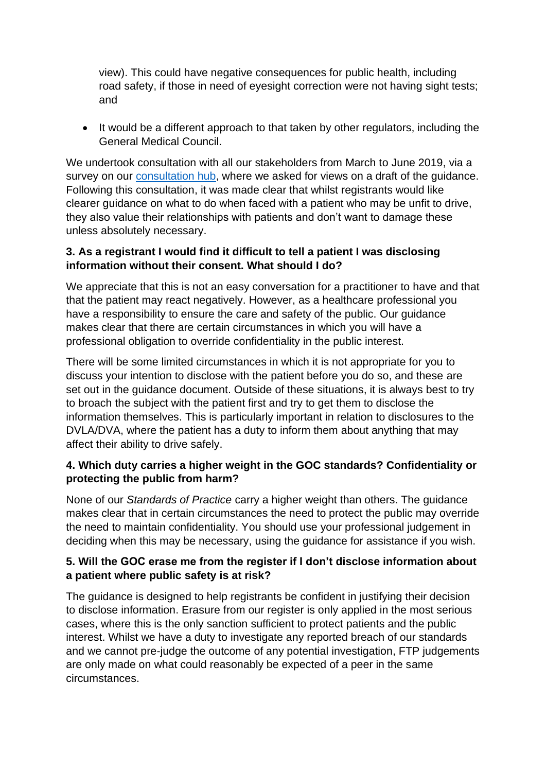view). This could have negative consequences for public health, including road safety, if those in need of eyesight correction were not having sight tests; and

- It would be a different approach to that taken by other regulators, including the General Medical Council.

We undertook consultation with all our stakeholders from March to June 2019, via a survey on our consultation hub, where we asked for views on a draft of the guidance. Following this consultation, it was made clear that whilst registrants would like clearer guidance on what to do when faced with a patient who may be unfit to drive, they also value their relationships with patients and don't want to damage these unless absolutely necessary.

**3. As a registrant I would find it difficult to tell a patient I was disclosing information without their consent. What should I do?**

We appreciate that this is not an easy conversation for a practitioner to have and that that the patient may react negatively. However, as a healthcare professional you have a responsibility to ensure the care and safety of the public. Our guidance makes clear that there are certain circumstances in which you will have a professional obligation to override confidentiality in the public interest.

There will be some limited circumstances in which it is not appropriate for you to discuss your intention to disclose with the patient before you do so, and these are set out in the guidance document. Outside of these situations, it is always best to try to broach the subject with the patient first and try to get them to disclose the information themselves. This is particularly important in relation to disclosures to the DVLA/DVA, where the patient has a duty to inform them about anything that may affect their ability to drive safely.

**4. Which duty carries a higher weight in the GOC standards? Confidentiality or protecting the public from harm?**

None of our *Standards of Practice* carry a higher weight than others. The guidance makes clear that in certain circumstances the need to protect the public may override the need to maintain confidentiality. You should use your professional judgement in deciding when this may be necessary, using the guidance for assistance if you wish.

**5. Will the GOC erase me from the register if I don't disclose information about a patient where public safety is at risk?**

The guidance is designed to help registrants be confident in justifying their decision to disclose information. Erasure from our register is only applied in the most serious cases, where this is the only sanction sufficient to protect patients and the public interest. Whilst we have a duty to investigate any reported breach of our standards and we cannot pre-judge the outcome of any potential investigation, FTP judgements are only made on what could reasonably be expected of a peer in the same circumstances.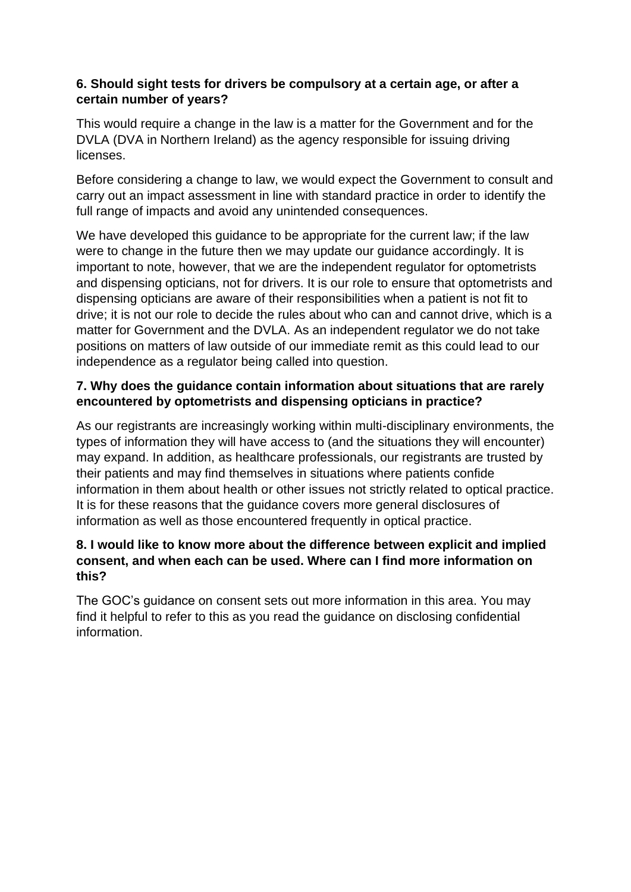**6. Should sight tests for drivers be compulsory at a certain age, or after a certain number of years?**

This would require a change in the law is a matter for the Government and for the DVLA (DVA in Northern Ireland) as the agency responsible for issuing driving licenses.

Before considering a change to law, we would expect the Government to consult and carry out an impact assessment in line with standard practice in order to identify the full range of impacts and avoid any unintended consequences.

We have developed this guidance to be appropriate for the current law; if the law were to change in the future then we may update our guidance accordingly. It is important to note, however, that we are the independent regulator for optometrists and dispensing opticians, not for drivers. It is our role to ensure that optometrists and dispensing opticians are aware of their responsibilities when a patient is not fit to drive; it is not our role to decide the rules about who can and cannot drive, which is a matter for Government and the DVLA. As an independent regulator we do not take positions on matters of law outside of our immediate remit as this could lead to our independence as a regulator being called into question.

**7. Why does the guidance contain information about situations that are rarely encountered by optometrists and dispensing opticians in practice?**

As our registrants are increasingly working within multi-disciplinary environments, the types of information they will have access to (and the situations they will encounter) may expand. In addition, as healthcare professionals, our registrants are trusted by their patients and may find themselves in situations where patients confide information in them about health or other issues not strictly related to optical practice. It is for these reasons that the guidance covers more general disclosures of information as well as those encountered frequently in optical practice.

**8. I would like to know more about the difference between explicit and implied consent, and when each can be used. Where can I find more information on this?**

The GOC's guidance on consent sets out more information in this area. You may find it helpful to refer to this as you read the guidance on disclosing confidential information.